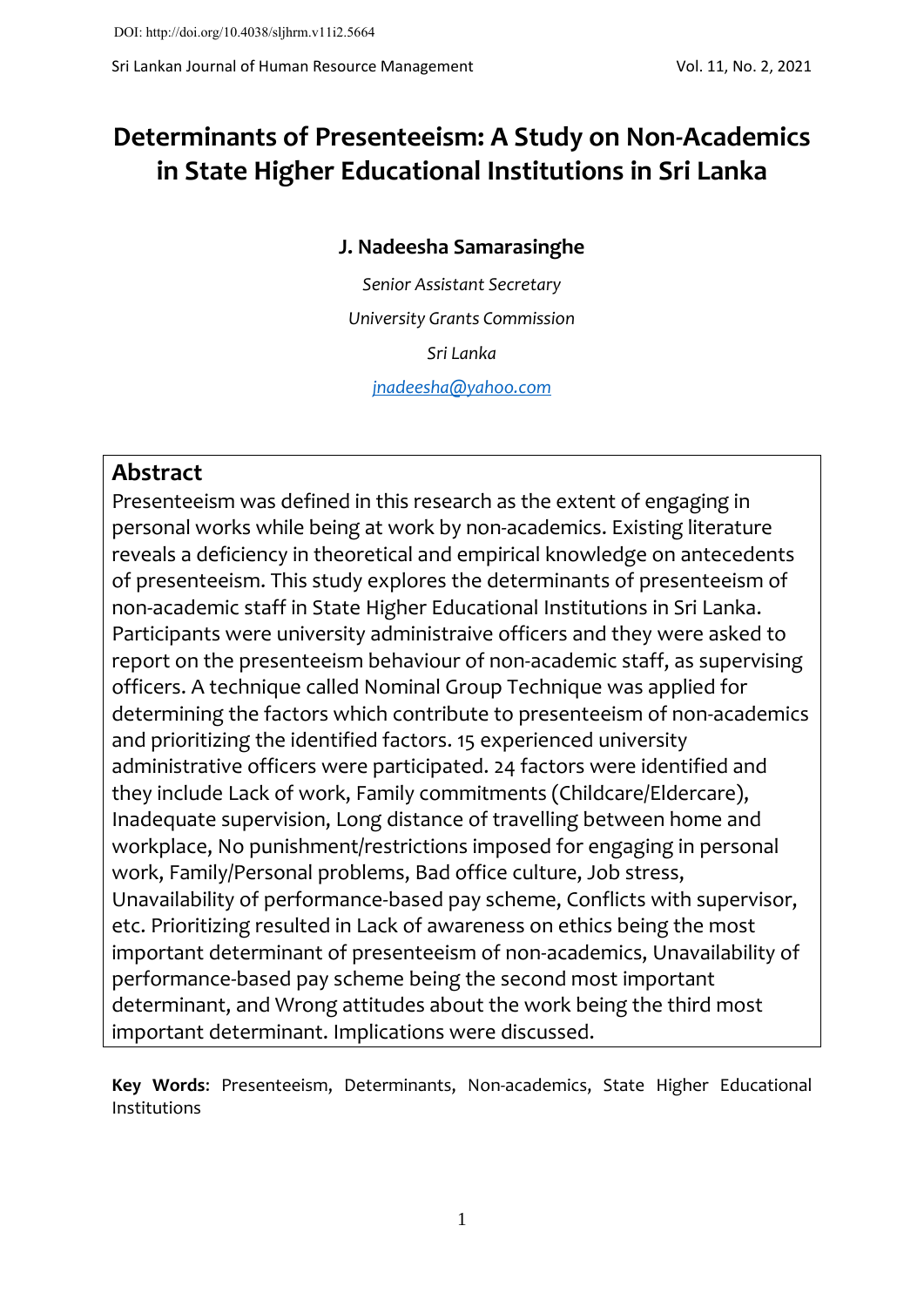DOI: http://doi.org/10.4038/sljhrm.v11i2.5664

# Determinants of Presenteeism: A Study on Non-Academics in State Higher Educational Institutions in Sri Lanka

**J. Nadeesha Samarasinghe**

*Senior Assistant Secretary*

*University Grants Commission*

*Sri Lanka*

*jnadeesha@yahoo.com*

## Abstract

Presenteeism was defined in this research as the extent of engaging in personal works while being at work by non-academics. Existing literature reveals a deficiency in theoretical and empirical knowledge on antecedents of presenteeism. This study explores the determinants of presenteeism of non-academic staff in State Higher Educational Institutions in Sri Lanka. Participants were university administraive officers and they were asked to report on the presenteeism behaviour of non-academic staff, as supervising officers. A technique called Nominal Group Technique was applied for determining the factors which contribute to presenteeism of non-academics and prioritizing the identified factors. 15 experienced university administrative officers were participated. 24 factors were identified and they include Lack of work, Family commitments (Childcare/Eldercare), Inadequate supervision, Long distance of travelling between home and workplace, No punishment/restrictions imposed for engaging in personal work, Family/Personal problems, Bad office culture, Job stress, Unavailability of performance-based pay scheme, Conflicts with supervisor, etc. Prioritizing resulted in Lack of awareness on ethics being the most important determinant of presenteeism of non-academics, Unavailability of performance-based pay scheme being the second most important determinant, and Wrong attitudes about the work being the third most important determinant. Implications were discussed.

**Key Words**: Presenteeism, Determinants, Non-academics, State Higher Educational Institutions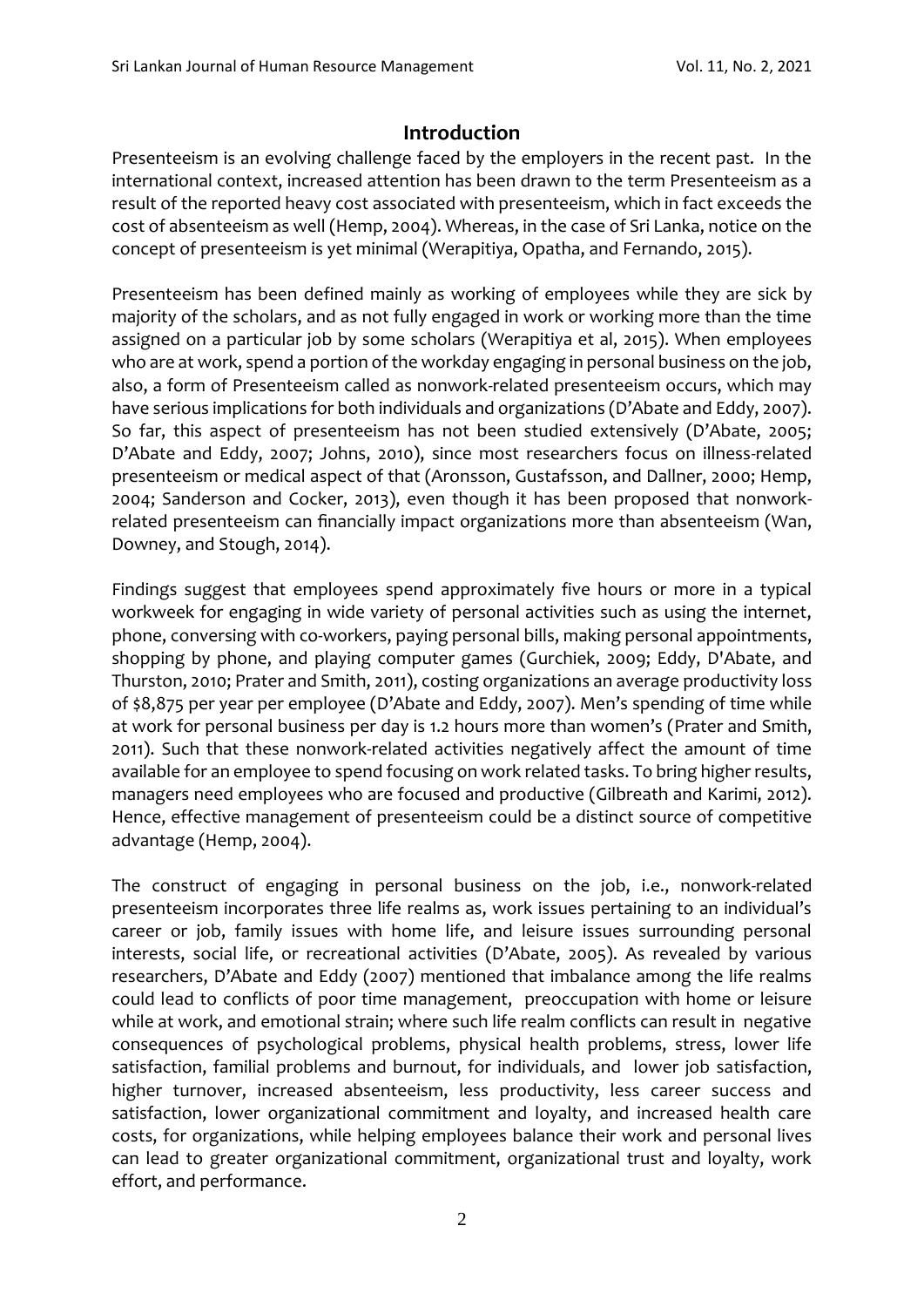## Introduction

Presenteeism is an evolving challenge faced by the employers in the recent past. In the international context, increased attention has been drawn to the term Presenteeism as a result of the reported heavy cost associated with presenteeism, which in fact exceeds the cost of absenteeism as well (Hemp, 2004). Whereas, in the case of Sri Lanka, notice on the concept of presenteeism is yet minimal (Werapitiya, Opatha, and Fernando, 2015).

Presenteeism has been defined mainly as working of employees while they are sick by majority of the scholars, and as not fully engaged in work or working more than the time assigned on a particular job by some scholars (Werapitiya et al, 2015). When employees who are at work, spend a portion of the workday engaging in personal business on the job, also, a form of Presenteeism called as nonwork-related presenteeism occurs, which may have serious implications for both individuals and organizations (D'Abate and Eddy, 2007). So far, this aspect of presenteeism has not been studied extensively (D'Abate, 2005; D'Abate and Eddy, 2007; Johns, 2010), since most researchers focus on illness-related presenteeism or medical aspect of that (Aronsson, Gustafsson, and Dallner, 2000; Hemp, 2004; Sanderson and Cocker, 2013), even though it has been proposed that nonwork-related presenteeism can financially impact organizations more than absenteeism (Wan, Downey, and Stough, 2014).

Findings suggest that employees spend approximately five hours or more in a typical workweek for engaging in wide variety of personal activities such as using the internet, phone, conversing with co-workers, paying personal bills, making personal appointments, shopping by phone, and playing computer games (Gurchiek, 2009; Eddy, D'Abate, and Thurston, 2010; Prater and Smith, 2011), costing organizations an average productivity loss of $8,875 per year per employee (D'Abate and Eddy, 2007). Men's spending of time while at work for personal business per day is 1.2 hours more than women's (Prater and Smith, 2011). Such that these nonwork-related activities negatively affect the amount of time available for an employee to spend focusing on work related tasks. To bring higher results, managers need employees who are focused and productive (Gilbreath and Karimi, 2012). Hence, effective management of presenteeism could be a distinct source of competitive advantage (Hemp, 2004).

The construct of engaging in personal business on the job, i.e., nonwork-related presenteeism incorporates three life realms as, work issues pertaining to an individual's career or job, family issues with home life, and leisure issues surrounding personal interests, social life, or recreational activities (D'Abate, 2005). As revealed by various researchers, D'Abate and Eddy (2007) mentioned that imbalance among the life realms could lead to conflicts of poor time management, preoccupation with home or leisure while at work, and emotional strain; where such life realm conflicts can result in negative consequences of psychological problems, physical health problems, stress, lower life satisfaction, familial problems and burnout, for individuals, and lower job satisfaction, higher turnover, increased absenteeism, less productivity, less career success and satisfaction, lower organizational commitment and loyalty, and increased health care costs, for organizations, while helping employees balance their work and personal lives can lead to greater organizational commitment, organizational trust and loyalty, work effort, and performance.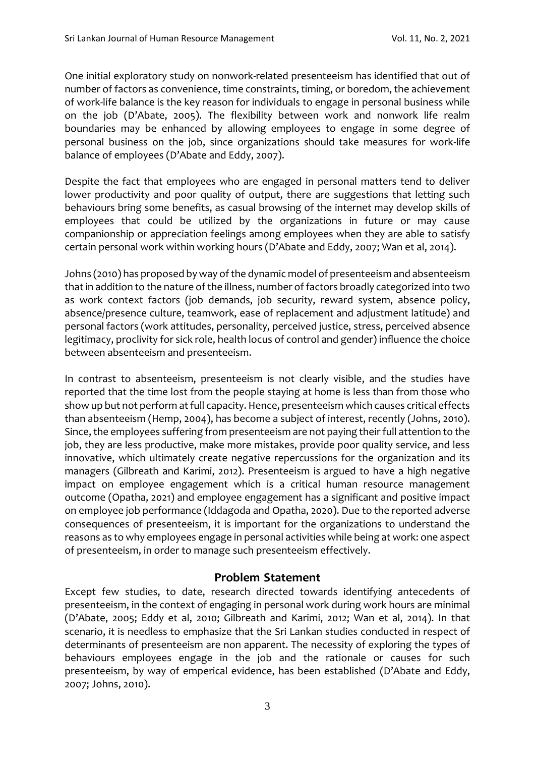One initial exploratory study on nonwork-related presenteeism has identified that out of number of factors as convenience, time constraints, timing, or boredom, the achievement of work-life balance is the key reason for individuals to engage in personal business while on the job (D'Abate, 2005). The flexibility between work and nonwork life realm boundaries may be enhanced by allowing employees to engage in some degree of personal business on the job, since organizations should take measures for work-life balance of employees (D'Abate and Eddy, 2007).

Despite the fact that employees who are engaged in personal matters tend to deliver lower productivity and poor quality of output, there are suggestions that letting such behaviours bring some benefits, as casual browsing of the internet may develop skills of employees that could be utilized by the organizations in future or may cause companionship or appreciation feelings among employees when they are able to satisfy certain personal work within working hours (D'Abate and Eddy, 2007; Wan et al, 2014).

Johns (2010) has proposed by way of the dynamic model of presenteeism and absenteeism that in addition to the nature of the illness, number of factors broadly categorized into two as work context factors (job demands, job security, reward system, absence policy, absence/presence culture, teamwork, ease of replacement and adjustment latitude) and personal factors (work attitudes, personality, perceived justice, stress, perceived absence legitimacy, proclivity for sick role, health locus of control and gender) influence the choice between absenteeism and presenteeism.

In contrast to absenteeism, presenteeism is not clearly visible, and the studies have reported that the time lost from the people staying at home is less than from those who show up but not perform at full capacity. Hence, presenteeism which causes critical effects than absenteeism (Hemp, 2004), has become a subject of interest, recently (Johns, 2010). Since, the employees suffering from presenteeism are not paying their full attention to the job, they are less productive, make more mistakes, provide poor quality service, and less innovative, which ultimately create negative repercussions for the organization and its managers (Gilbreath and Karimi, 2012). Presenteeism is argued to have a high negative impact on employee engagement which is a critical human resource management outcome (Opatha, 2021) and employee engagement has a significant and positive impact on employee job performance (Iddagoda and Opatha, 2020). Due to the reported adverse consequences of presenteeism, it is important for the organizations to understand the reasons as to why employees engage in personal activities while being at work: one aspect of presenteeism, in order to manage such presenteeism effectively.

## Problem Statement

Except few studies, to date, research directed towards identifying antecedents of presenteeism, in the context of engaging in personal work during work hours are minimal (D'Abate, 2005; Eddy et al, 2010; Gilbreath and Karimi, 2012; Wan et al, 2014). In that scenario, it is needless to emphasize that the Sri Lankan studies conducted in respect of determinants of presenteeism are non apparent. The necessity of exploring the types of behaviours employees engage in the job and the rationale or causes for such presenteeism, by way of emperical evidence, has been established (D'Abate and Eddy, 2007; Johns, 2010).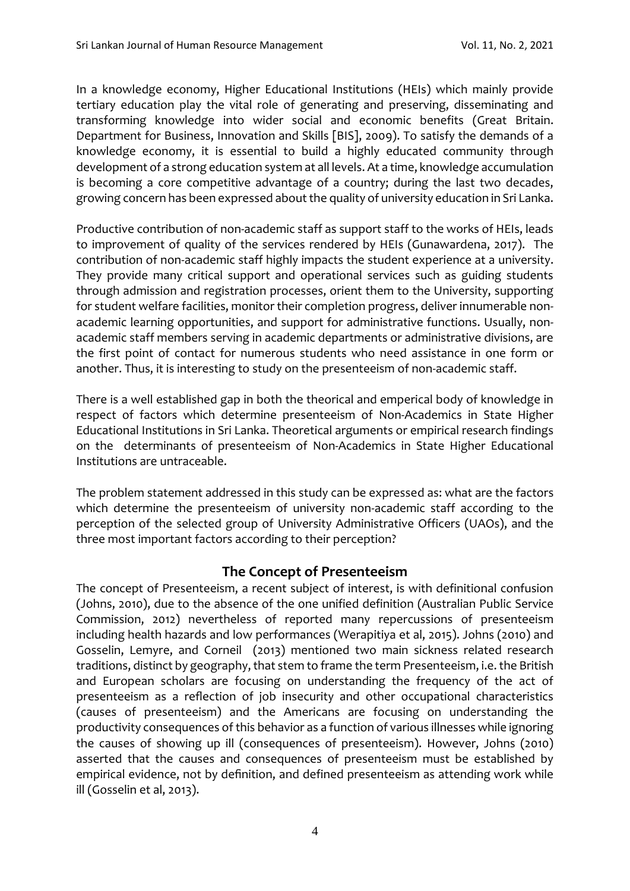In a knowledge economy, Higher Educational Institutions (HEIs) which mainly provide tertiary education play the vital role of generating and preserving, disseminating and transforming knowledge into wider social and economic benefits (Great Britain. Department for Business, Innovation and Skills [BIS], 2009). To satisfy the demands of a knowledge economy, it is essential to build a highly educated community through development of a strong education system at all levels. At a time, knowledge accumulation is becoming a core competitive advantage of a country; during the last two decades, growing concern has been expressed about the quality of university education in Sri Lanka.

Productive contribution of non-academic staff as support staff to the works of HEIs, leads to improvement of quality of the services rendered by HEIs (Gunawardena, 2017). The contribution of non-academic staff highly impacts the student experience at a university. They provide many critical support and operational services such as guiding students through admission and registration processes, orient them to the University, supporting for student welfare facilities, monitor their completion progress, deliver innumerable non-academic learning opportunities, and support for administrative functions. Usually, non-academic staff members serving in academic departments or administrative divisions, are the first point of contact for numerous students who need assistance in one form or another. Thus, it is interesting to study on the presenteeism of non-academic staff.

There is a well established gap in both the theorical and emperical body of knowledge in respect of factors which determine presenteeism of Non-Academics in State Higher Educational Institutions in Sri Lanka. Theoretical arguments or empirical research findings on the determinants of presenteeism of Non-Academics in State Higher Educational Institutions are untraceable.

The problem statement addressed in this study can be expressed as: what are the factors which determine the presenteeism of university non-academic staff according to the perception of the selected group of University Administrative Officers (UAOs), and the three most important factors according to their perception?

## The Concept of Presenteeism

The concept of Presenteeism, a recent subject of interest, is with definitional confusion (Johns, 2010), due to the absence of the one unified definition (Australian Public Service Commission, 2012) nevertheless of reported many repercussions of presenteeism including health hazards and low performances (Werapitiya et al, 2015). Johns (2010) and Gosselin, Lemyre, and Corneil (2013) mentioned two main sickness related research traditions, distinct by geography, that stem to frame the term Presenteeism, i.e. the British and European scholars are focusing on understanding the frequency of the act of presenteeism as a reflection of job insecurity and other occupational characteristics (causes of presenteeism) and the Americans are focusing on understanding the productivity consequences of this behavior as a function of various illnesses while ignoring the causes of showing up ill (consequences of presenteeism). However, Johns (2010) asserted that the causes and consequences of presenteeism must be established by empirical evidence, not by definition, and defined presenteeism as attending work while ill (Gosselin et al, 2013).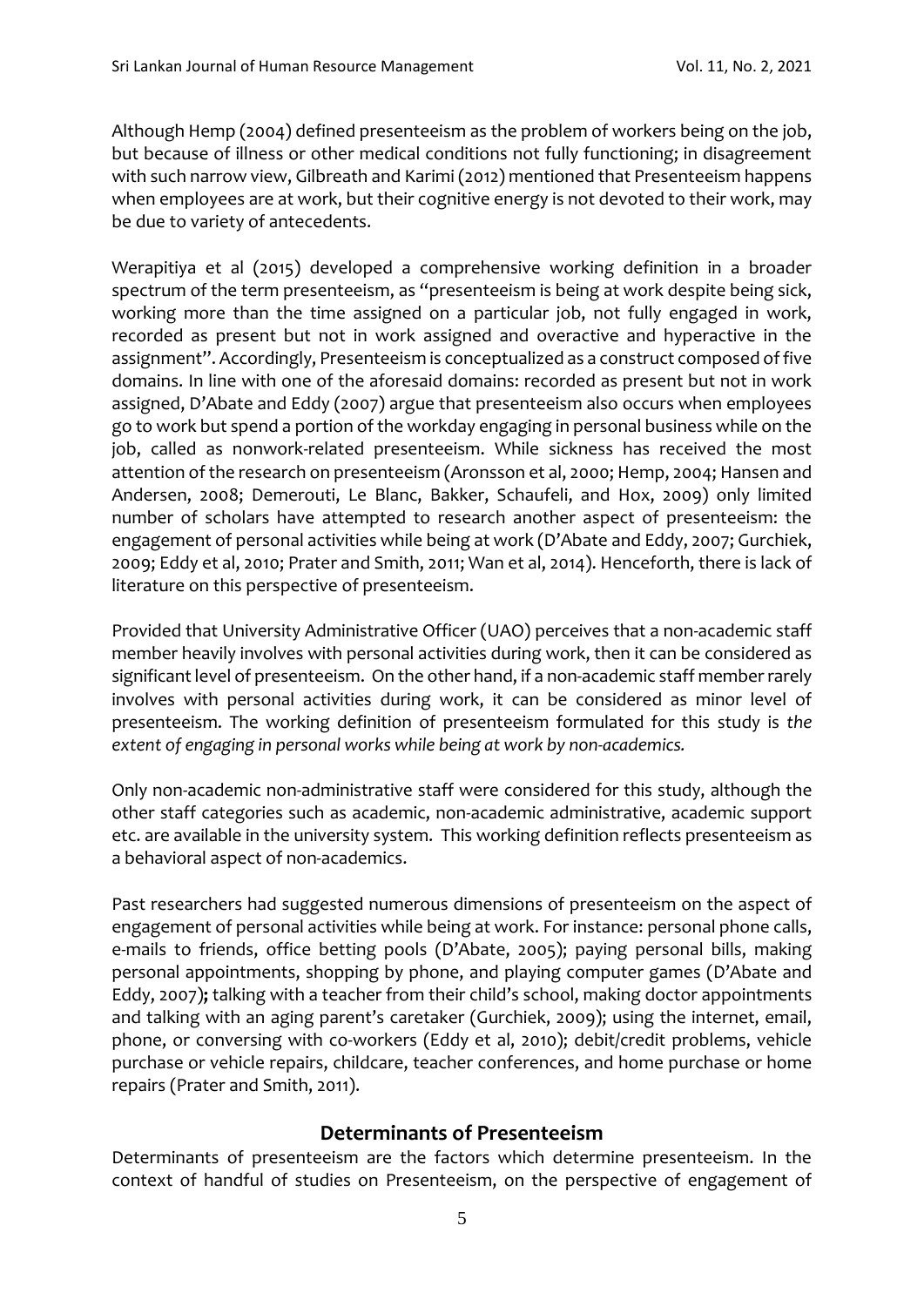Although Hemp (2004) defined presenteeism as the problem of workers being on the job, but because of illness or other medical conditions not fully functioning; in disagreement with such narrow view, Gilbreath and Karimi (2012) mentioned that Presenteeism happens when employees are at work, but their cognitive energy is not devoted to their work, may be due to variety of antecedents.

Werapitiya et al (2015) developed a comprehensive working definition in a broader spectrum of the term presenteeism, as "presenteeism is being at work despite being sick, working more than the time assigned on a particular job, not fully engaged in work, recorded as present but not in work assigned and overactive and hyperactive in the assignment". Accordingly, Presenteeism is conceptualized as a construct composed of five domains. In line with one of the aforesaid domains: recorded as present but not in work assigned, D'Abate and Eddy (2007) argue that presenteeism also occurs when employees go to work but spend a portion of the workday engaging in personal business while on the job, called as nonwork-related presenteeism. While sickness has received the most attention of the research on presenteeism (Aronsson et al, 2000; Hemp, 2004; Hansen and Andersen, 2008; Demerouti, Le Blanc, Bakker, Schaufeli, and Hox, 2009) only limited number of scholars have attempted to research another aspect of presenteeism: the engagement of personal activities while being at work (D'Abate and Eddy, 2007; Gurchiek, 2009; Eddy et al, 2010; Prater and Smith, 2011; Wan et al, 2014). Henceforth, there is lack of literature on this perspective of presenteeism.

Provided that University Administrative Officer (UAO) perceives that a non-academic staff member heavily involves with personal activities during work, then it can be considered as significant level of presenteeism. On the other hand, if a non-academic staff member rarely involves with personal activities during work, it can be considered as minor level of presenteeism. The working definition of presenteeism formulated for this study is *the extent of engaging in personal works while being at work by non-academics.*

Only non-academic non-administrative staff were considered for this study, although the other staff categories such as academic, non-academic administrative, academic support etc. are available in the university system. This working definition reflects presenteeism as a behavioral aspect of non-academics.

Past researchers had suggested numerous dimensions of presenteeism on the aspect of engagement of personal activities while being at work. For instance: personal phone calls, e-mails to friends, office betting pools (D'Abate, 2005); paying personal bills, making personal appointments, shopping by phone, and playing computer games (D'Abate and Eddy, 2007)**;** talking with a teacher from their child's school, making doctor appointments and talking with an aging parent's caretaker (Gurchiek, 2009); using the internet, email, phone, or conversing with co-workers (Eddy et al, 2010); debit/credit problems, vehicle purchase or vehicle repairs, childcare, teacher conferences, and home purchase or home repairs (Prater and Smith, 2011).

## Determinants of Presenteeism

Determinants of presenteeism are the factors which determine presenteeism. In the context of handful of studies on Presenteeism, on the perspective of engagement of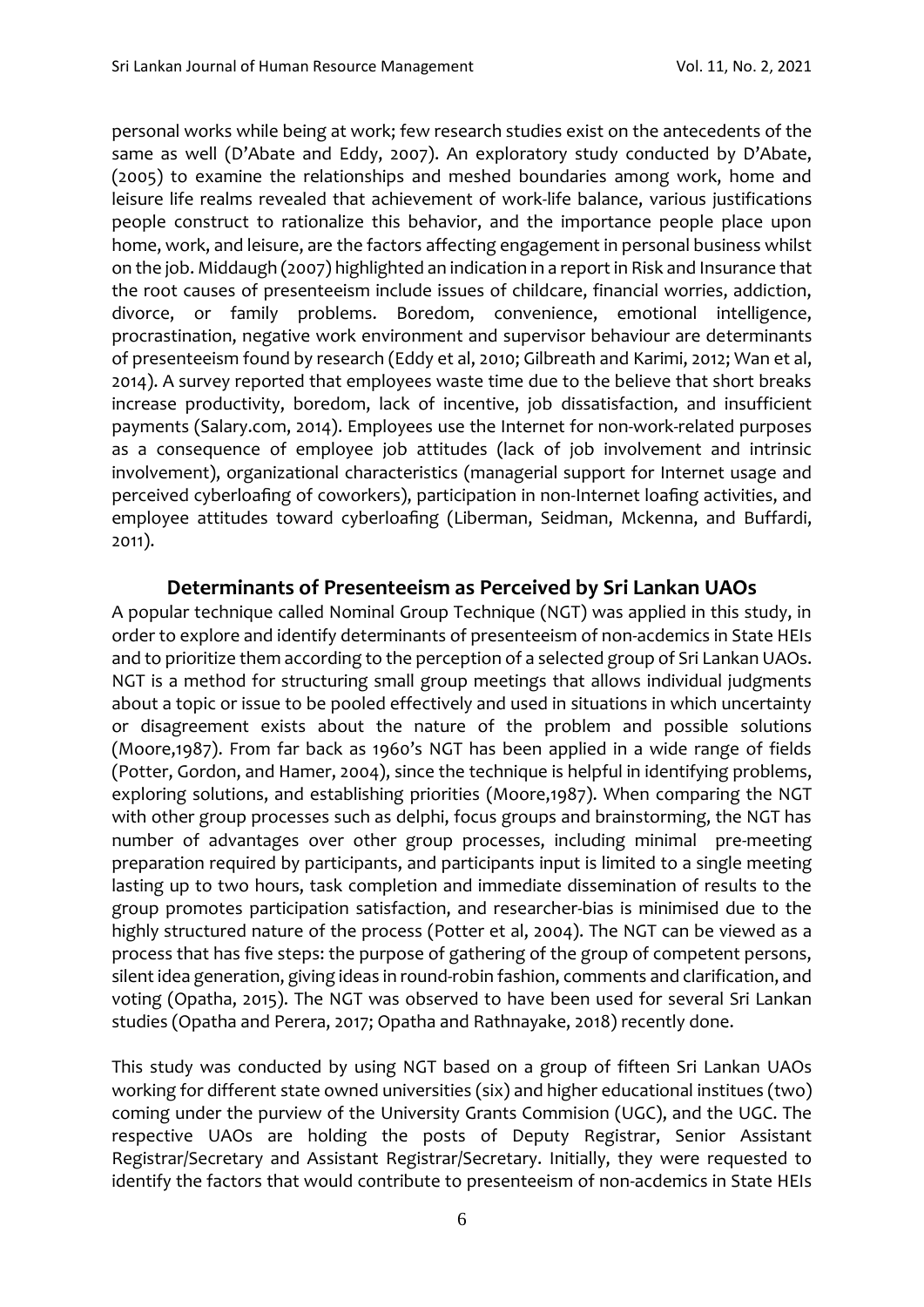personal works while being at work; few research studies exist on the antecedents of the same as well (D'Abate and Eddy, 2007). An exploratory study conducted by D'Abate, (2005) to examine the relationships and meshed boundaries among work, home and leisure life realms revealed that achievement of work-life balance, various justifications people construct to rationalize this behavior, and the importance people place upon home, work, and leisure, are the factors affecting engagement in personal business whilst on the job. Middaugh (2007) highlighted an indication in a report in Risk and Insurance that the root causes of presenteeism include issues of childcare, financial worries, addiction, divorce, or family problems. Boredom, convenience, emotional intelligence, procrastination, negative work environment and supervisor behaviour are determinants of presenteeism found by research (Eddy et al, 2010; Gilbreath and Karimi, 2012; Wan et al, 2014). A survey reported that employees waste time due to the believe that short breaks increase productivity, boredom, lack of incentive, job dissatisfaction, and insufficient payments (Salary.com, 2014). Employees use the Internet for non-work-related purposes as a consequence of employee job attitudes (lack of job involvement and intrinsic involvement), organizational characteristics (managerial support for Internet usage and perceived cyberloafing of coworkers), participation in non-Internet loafing activities, and employee attitudes toward cyberloafing (Liberman, Seidman, Mckenna, and Buffardi, 2011).

## Determinants of Presenteeism as Perceived by Sri Lankan UAOs

A popular technique called Nominal Group Technique (NGT) was applied in this study, in order to explore and identify determinants of presenteeism of non-acdemics in State HEIs and to prioritize them according to the perception of a selected group of Sri Lankan UAOs. NGT is a method for structuring small group meetings that allows individual judgments about a topic or issue to be pooled effectively and used in situations in which uncertainty or disagreement exists about the nature of the problem and possible solutions (Moore,1987). From far back as 1960's NGT has been applied in a wide range of fields (Potter, Gordon, and Hamer, 2004), since the technique is helpful in identifying problems, exploring solutions, and establishing priorities (Moore,1987). When comparing the NGT with other group processes such as delphi, focus groups and brainstorming, the NGT has number of advantages over other group processes, including minimal pre-meeting preparation required by participants, and participants input is limited to a single meeting lasting up to two hours, task completion and immediate dissemination of results to the group promotes participation satisfaction, and researcher-bias is minimised due to the highly structured nature of the process (Potter et al, 2004). The NGT can be viewed as a process that has five steps: the purpose of gathering of the group of competent persons, silent idea generation, giving ideas in round-robin fashion, comments and clarification, and voting (Opatha, 2015). The NGT was observed to have been used for several Sri Lankan studies (Opatha and Perera, 2017; Opatha and Rathnayake, 2018) recently done.

This study was conducted by using NGT based on a group of fifteen Sri Lankan UAOs working for different state owned universities (six) and higher educational institues (two) coming under the purview of the University Grants Commision (UGC), and the UGC. The respective UAOs are holding the posts of Deputy Registrar, Senior Assistant Registrar/Secretary and Assistant Registrar/Secretary. Initially, they were requested to identify the factors that would contribute to presenteeism of non-acdemics in State HEIs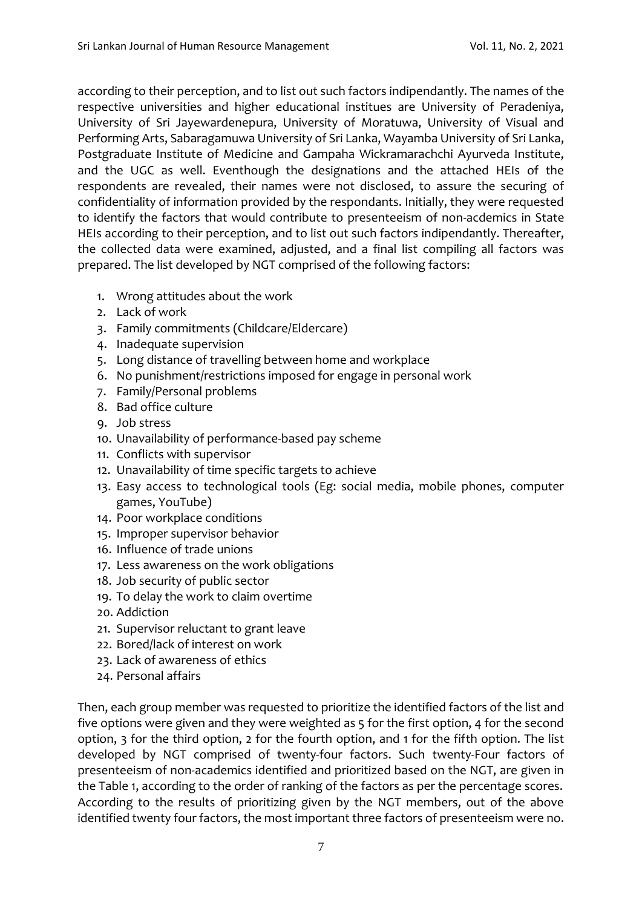according to their perception, and to list out such factors indipendantly. The names of the respective universities and higher educational institues are University of Peradeniya, University of Sri Jayewardenepura, University of Moratuwa, University of Visual and Performing Arts, Sabaragamuwa University of Sri Lanka, Wayamba University of Sri Lanka, Postgraduate Institute of Medicine and Gampaha Wickramarachchi Ayurveda Institute, and the UGC as well. Eventhough the designations and the attached HEIs of the respondents are revealed, their names were not disclosed, to assure the securing of confidentiality of information provided by the respondants. Initially, they were requested to identify the factors that would contribute to presenteeism of non-acdemics in State HEIs according to their perception, and to list out such factors indipendantly. Thereafter, the collected data were examined, adjusted, and a final list compiling all factors was prepared. The list developed by NGT comprised of the following factors:

1. Wrong attitudes about the work
2. Lack of work
3. Family commitments (Childcare/Eldercare)
4. Inadequate supervision
5. Long distance of travelling between home and workplace
6. No punishment/restrictions imposed for engage in personal work
7. Family/Personal problems
8. Bad office culture
9. Job stress
10. Unavailability of performance-based pay scheme
11. Conflicts with supervisor
12. Unavailability of time specific targets to achieve
13. Easy access to technological tools (Eg: social media, mobile phones, computer games, YouTube)
14. Poor workplace conditions
15. Improper supervisor behavior
16. Influence of trade unions
17. Less awareness on the work obligations
18. Job security of public sector
19. To delay the work to claim overtime
20. Addiction
21. Supervisor reluctant to grant leave
22. Bored/lack of interest on work
23. Lack of awareness of ethics
24. Personal affairs

Then, each group member was requested to prioritize the identified factors of the list and five options were given and they were weighted as 5 for the first option, 4 for the second option, 3 for the third option, 2 for the fourth option, and 1 for the fifth option. The list developed by NGT comprised of twenty-four factors. Such twenty-Four factors of presenteeism of non-academics identified and prioritized based on the NGT, are given in the Table 1, according to the order of ranking of the factors as per the percentage scores. According to the results of prioritizing given by the NGT members, out of the above identified twenty four factors, the most important three factors of presenteeism were no.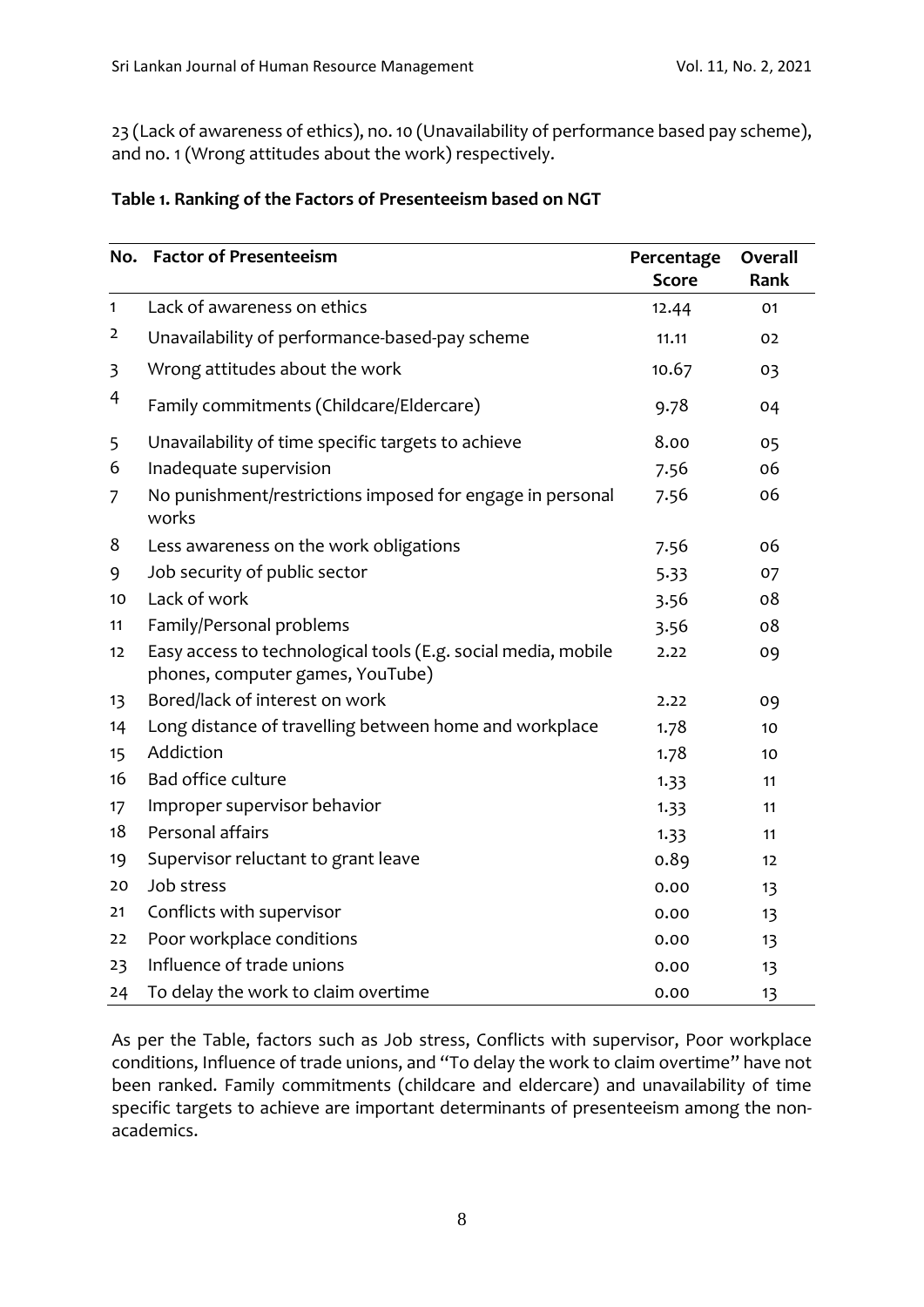23 (Lack of awareness of ethics), no. 10 (Unavailability of performance based pay scheme), and no. 1 (Wrong attitudes about the work) respectively.

**Table 1. Ranking of the Factors of Presenteeism based on NGT**

| No. | Factor of Presenteeism | Percentage Score | Overall Rank |
|---|---|---|---|
| 1 | Lack of awareness on ethics | 12.44 | 01 |
| 2 | Unavailability of performance-based-pay scheme | 11.11 | 02 |
| 3 | Wrong attitudes about the work | 10.67 | 03 |
| 4 | Family commitments (Childcare/Eldercare) | 9.78 | 04 |
| 5 | Unavailability of time specific targets to achieve | 8.00 | 05 |
| 6 | Inadequate supervision | 7.56 | 06 |
| 7 | No punishment/restrictions imposed for engage in personal works | 7.56 | 06 |
| 8 | Less awareness on the work obligations | 7.56 | 06 |
| 9 | Job security of public sector | 5.33 | 07 |
| 10 | Lack of work | 3.56 | 08 |
| 11 | Family/Personal problems | 3.56 | 08 |
| 12 | Easy access to technological tools (E.g. social media, mobile phones, computer games, YouTube) | 2.22 | 09 |
| 13 | Bored/lack of interest on work | 2.22 | 09 |
| 14 | Long distance of travelling between home and workplace | 1.78 | 10 |
| 15 | Addiction | 1.78 | 10 |
| 16 | Bad office culture | 1.33 | 11 |
| 17 | Improper supervisor behavior | 1.33 | 11 |
| 18 | Personal affairs | 1.33 | 11 |
| 19 | Supervisor reluctant to grant leave | 0.89 | 12 |
| 20 | Job stress | 0.00 | 13 |
| 21 | Conflicts with supervisor | 0.00 | 13 |
| 22 | Poor workplace conditions | 0.00 | 13 |
| 23 | Influence of trade unions | 0.00 | 13 |
| 24 | To delay the work to claim overtime | 0.00 | 13 |

As per the Table, factors such as Job stress, Conflicts with supervisor, Poor workplace conditions, Influence of trade unions, and "To delay the work to claim overtime" have not been ranked. Family commitments (childcare and eldercare) and unavailability of time specific targets to achieve are important determinants of presenteeism among the non-academics.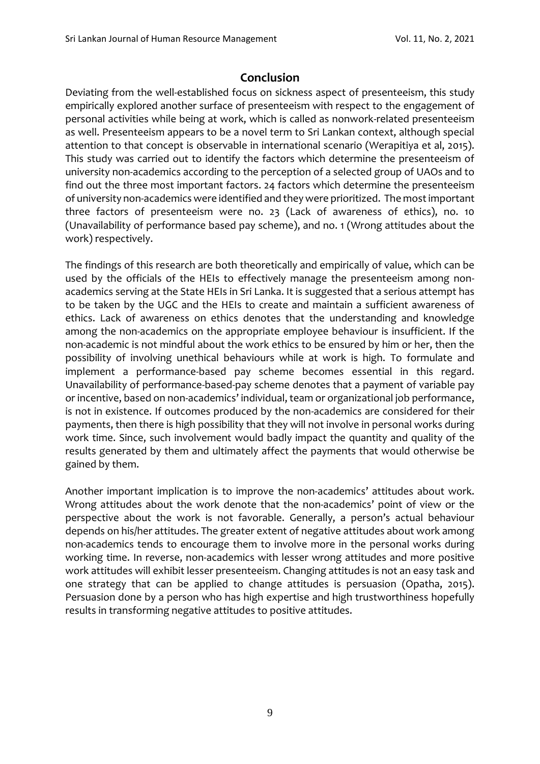## Conclusion

Deviating from the well-established focus on sickness aspect of presenteeism, this study empirically explored another surface of presenteeism with respect to the engagement of personal activities while being at work, which is called as nonwork-related presenteeism as well. Presenteeism appears to be a novel term to Sri Lankan context, although special attention to that concept is observable in international scenario (Werapitiya et al, 2015). This study was carried out to identify the factors which determine the presenteeism of university non-academics according to the perception of a selected group of UAOs and to find out the three most important factors. 24 factors which determine the presenteeism of university non-academics were identified and they were prioritized. The most important three factors of presenteeism were no. 23 (Lack of awareness of ethics), no. 10 (Unavailability of performance based pay scheme), and no. 1 (Wrong attitudes about the work) respectively.

The findings of this research are both theoretically and empirically of value, which can be used by the officials of the HEIs to effectively manage the presenteeism among non-academics serving at the State HEIs in Sri Lanka. It is suggested that a serious attempt has to be taken by the UGC and the HEIs to create and maintain a sufficient awareness of ethics. Lack of awareness on ethics denotes that the understanding and knowledge among the non-academics on the appropriate employee behaviour is insufficient. If the non-academic is not mindful about the work ethics to be ensured by him or her, then the possibility of involving unethical behaviours while at work is high. To formulate and implement a performance-based pay scheme becomes essential in this regard. Unavailability of performance-based-pay scheme denotes that a payment of variable pay or incentive, based on non-academics' individual, team or organizational job performance, is not in existence. If outcomes produced by the non-academics are considered for their payments, then there is high possibility that they will not involve in personal works during work time. Since, such involvement would badly impact the quantity and quality of the results generated by them and ultimately affect the payments that would otherwise be gained by them.

Another important implication is to improve the non-academics' attitudes about work. Wrong attitudes about the work denote that the non-academics' point of view or the perspective about the work is not favorable. Generally, a person's actual behaviour depends on his/her attitudes. The greater extent of negative attitudes about work among non-academics tends to encourage them to involve more in the personal works during working time. In reverse, non-academics with lesser wrong attitudes and more positive work attitudes will exhibit lesser presenteeism. Changing attitudes is not an easy task and one strategy that can be applied to change attitudes is persuasion (Opatha, 2015). Persuasion done by a person who has high expertise and high trustworthiness hopefully results in transforming negative attitudes to positive attitudes.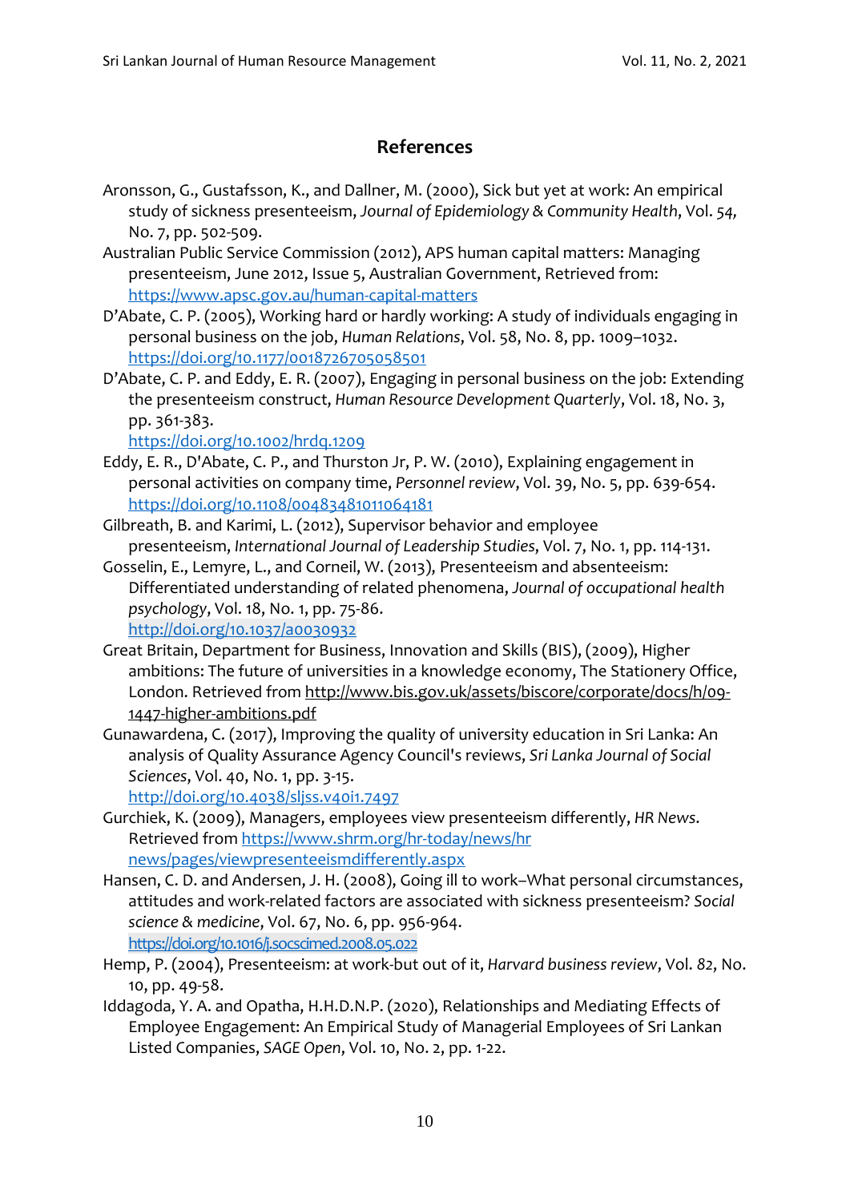## References

Aronsson, G., Gustafsson, K., and Dallner, M. (2000), Sick but yet at work: An empirical study of sickness presenteeism, *Journal of Epidemiology & Community Health*, Vol. 54, No. 7, pp. 502-509.

Australian Public Service Commission (2012), APS human capital matters: Managing presenteeism, June 2012, Issue 5, Australian Government, Retrieved from: https://www.apsc.gov.au/human-capital-matters

D'Abate, C. P. (2005), Working hard or hardly working: A study of individuals engaging in personal business on the job, *Human Relations*, Vol. 58, No. 8, pp. 1009–1032. https://doi.org/10.1177/0018726705058501

D'Abate, C. P. and Eddy, E. R. (2007), Engaging in personal business on the job: Extending the presenteeism construct, *Human Resource Development Quarterly*, Vol. 18, No. 3, pp. 361-383. https://doi.org/10.1002/hrdq.1209

Eddy, E. R., D'Abate, C. P., and Thurston Jr, P. W. (2010), Explaining engagement in personal activities on company time, *Personnel review*, Vol. 39, No. 5, pp. 639-654. https://doi.org/10.1108/00483481011064181

Gilbreath, B. and Karimi, L. (2012), Supervisor behavior and employee presenteeism, *International Journal of Leadership Studies*, Vol. 7, No. 1, pp. 114-131.

Gosselin, E., Lemyre, L., and Corneil, W. (2013), Presenteeism and absenteeism: Differentiated understanding of related phenomena, *Journal of occupational health psychology*, Vol. 18, No. 1, pp. 75-86. http://doi.org/10.1037/a0030932

Great Britain, Department for Business, Innovation and Skills (BIS), (2009), Higher ambitions: The future of universities in a knowledge economy, The Stationery Office, London. Retrieved from http://www.bis.gov.uk/assets/biscore/corporate/docs/h/09-1447-higher-ambitions.pdf

Gunawardena, C. (2017), Improving the quality of university education in Sri Lanka: An analysis of Quality Assurance Agency Council's reviews, *Sri Lanka Journal of Social Sciences*, Vol. 40, No. 1, pp. 3-15. http://doi.org/10.4038/sljss.v40i1.7497

Gurchiek, K. (2009), Managers, employees view presenteeism differently, *HR News*. Retrieved from https://www.shrm.org/hr-today/news/hr news/pages/viewpresenteeismdifferently.aspx

Hansen, C. D. and Andersen, J. H. (2008), Going ill to work–What personal circumstances, attitudes and work-related factors are associated with sickness presenteeism? *Social science & medicine*, Vol. 67, No. 6, pp. 956-964. https://doi.org/10.1016/j.socscimed.2008.05.022

Hemp, P. (2004), Presenteeism: at work-but out of it, *Harvard business review*, Vol. 82, No. 10, pp. 49-58.

Iddagoda, Y. A. and Opatha, H.H.D.N.P. (2020), Relationships and Mediating Effects of Employee Engagement: An Empirical Study of Managerial Employees of Sri Lankan Listed Companies, *SAGE Open*, Vol. 10, No. 2, pp. 1-22.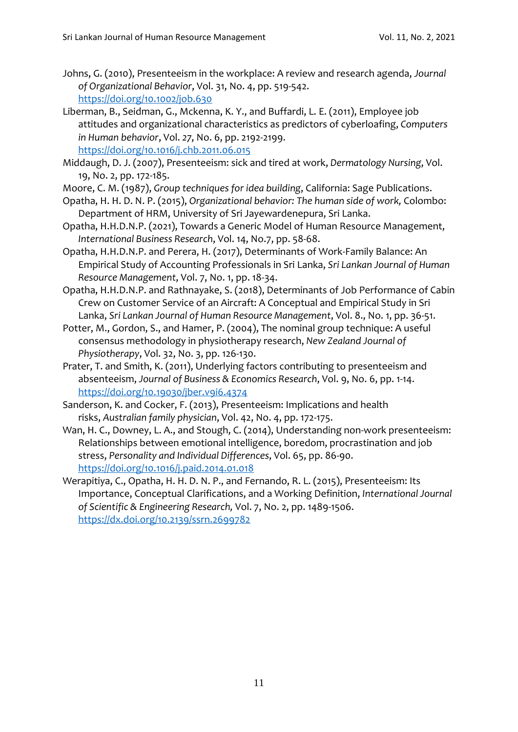Johns, G. (2010), Presenteeism in the workplace: A review and research agenda, *Journal of Organizational Behavior*, Vol. 31, No. 4, pp. 519-542. https://doi.org/10.1002/job.630

Liberman, B., Seidman, G., Mckenna, K. Y., and Buffardi, L. E. (2011), Employee job attitudes and organizational characteristics as predictors of cyberloafing, *Computers in Human behavior*, Vol. 27, No. 6, pp. 2192-2199. https://doi.org/10.1016/j.chb.2011.06.015

Middaugh, D. J. (2007), Presenteeism: sick and tired at work, *Dermatology Nursing*, Vol. 19, No. 2, pp. 172-185.

Moore, C. M. (1987), *Group techniques for idea building*, California: Sage Publications.

Opatha, H. H. D. N. P. (2015), *Organizational behavior: The human side of work*, Colombo: Department of HRM, University of Sri Jayewardenepura, Sri Lanka.

Opatha, H.H.D.N.P. (2021), Towards a Generic Model of Human Resource Management, *International Business Research*, Vol. 14, No.7, pp. 58-68.

Opatha, H.H.D.N.P. and Perera, H. (2017), Determinants of Work-Family Balance: An Empirical Study of Accounting Professionals in Sri Lanka, *Sri Lankan Journal of Human Resource Management*, Vol. 7, No. 1, pp. 18-34.

Opatha, H.H.D.N.P. and Rathnayake, S. (2018), Determinants of Job Performance of Cabin Crew on Customer Service of an Aircraft: A Conceptual and Empirical Study in Sri Lanka, *Sri Lankan Journal of Human Resource Management*, Vol. 8., No. 1, pp. 36-51.

Potter, M., Gordon, S., and Hamer, P. (2004), The nominal group technique: A useful consensus methodology in physiotherapy research, *New Zealand Journal of Physiotherapy*, Vol. 32, No. 3, pp. 126-130.

Prater, T. and Smith, K. (2011), Underlying factors contributing to presenteeism and absenteeism, *Journal of Business & Economics Research*, Vol. 9, No. 6, pp. 1-14. https://doi.org/10.19030/jber.v9i6.4374

Sanderson, K. and Cocker, F. (2013), Presenteeism: Implications and health risks, *Australian family physician*, Vol. 42, No. 4, pp. 172-175.

Wan, H. C., Downey, L. A., and Stough, C. (2014), Understanding non-work presenteeism: Relationships between emotional intelligence, boredom, procrastination and job stress, *Personality and Individual Differences*, Vol. 65, pp. 86-90. https://doi.org/10.1016/j.paid.2014.01.018

Werapitiya, C., Opatha, H. H. D. N. P., and Fernando, R. L. (2015), Presenteeism: Its Importance, Conceptual Clarifications, and a Working Definition, *International Journal of Scientific & Engineering Research*, Vol. 7, No. 2, pp. 1489-1506. https://dx.doi.org/10.2139/ssrn.2699782